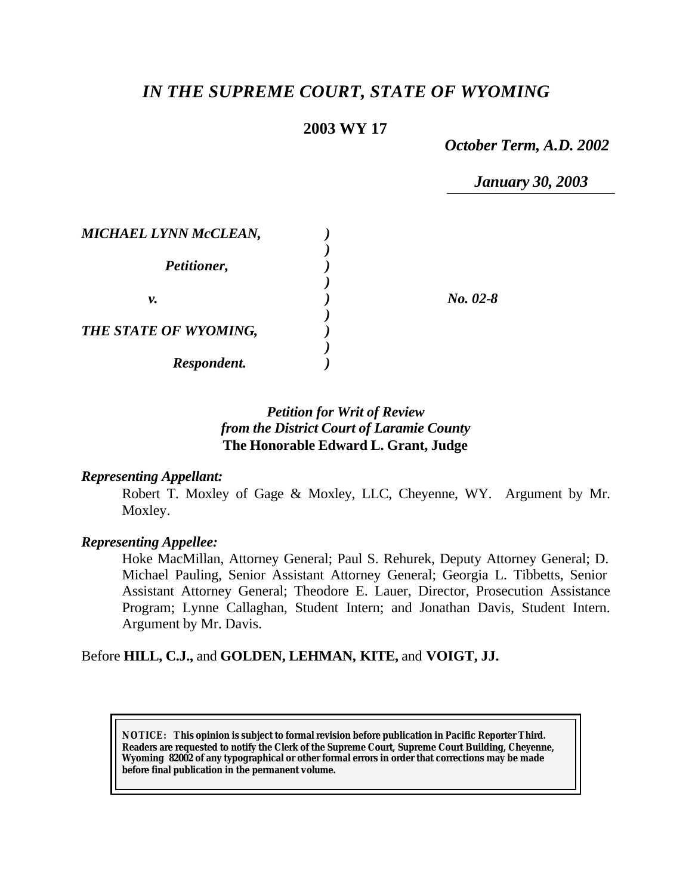# *IN THE SUPREME COURT, STATE OF WYOMING*

**2003 WY 17**

*October Term, A.D. 2002*

*January 30, 2003*

| | | |
|---|---|---|
| ***MICHAEL LYNN McCLEAN,*** | ***)*** | |
| | ***)*** | |
| ***Petitioner,*** | ***)*** | |
| | ***)*** | |
| ***v.*** | ***)*** | ***No. 02-8*** |
| | ***)*** | |
| ***THE STATE OF WYOMING,*** | ***)*** | |
| | ***)*** | |
| ***Respondent.*** | ***)*** | |

*Petition for Writ of Review*
*from the District Court of Laramie County*
**The Honorable Edward L. Grant, Judge**

***Representing Appellant:***

Robert T. Moxley of Gage & Moxley, LLC, Cheyenne, WY. Argument by Mr. Moxley.

***Representing Appellee:***

Hoke MacMillan, Attorney General; Paul S. Rehurek, Deputy Attorney General; D. Michael Pauling, Senior Assistant Attorney General; Georgia L. Tibbetts, Senior Assistant Attorney General; Theodore E. Lauer, Director, Prosecution Assistance Program; Lynne Callaghan, Student Intern; and Jonathan Davis, Student Intern. Argument by Mr. Davis.

Before **HILL, C.J.,** and **GOLDEN, LEHMAN, KITE,** and **VOIGT, JJ.**

**NOTICE: This opinion is subject to formal revision before publication in Pacific Reporter Third. Readers are requested to notify the Clerk of the Supreme Court, Supreme Court Building, Cheyenne, Wyoming 82002 of any typographical or other formal errors in order that corrections may be made before final publication in the permanent volume.**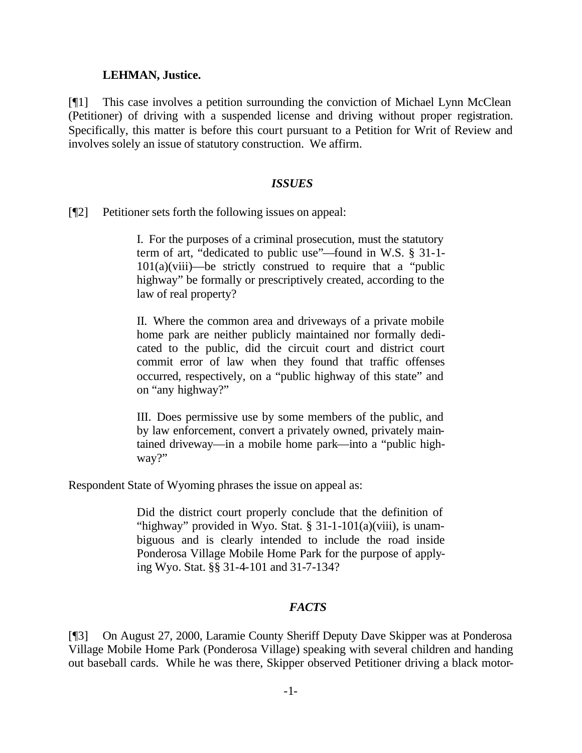**LEHMAN, Justice.**

[¶1] This case involves a petition surrounding the conviction of Michael Lynn McClean (Petitioner) of driving with a suspended license and driving without proper registration. Specifically, this matter is before this court pursuant to a Petition for Writ of Review and involves solely an issue of statutory construction. We affirm.

### *ISSUES*

[¶2] Petitioner sets forth the following issues on appeal:

> I. For the purposes of a criminal prosecution, must the statutory term of art, "dedicated to public use"—found in W.S. § 31-1-101(a)(viii)—be strictly construed to require that a "public highway" be formally or prescriptively created, according to the law of real property?
>
> II. Where the common area and driveways of a private mobile home park are neither publicly maintained nor formally dedicated to the public, did the circuit court and district court commit error of law when they found that traffic offenses occurred, respectively, on a "public highway of this state" and on "any highway?"
>
> III. Does permissive use by some members of the public, and by law enforcement, convert a privately owned, privately maintained driveway—in a mobile home park—into a "public highway?"

Respondent State of Wyoming phrases the issue on appeal as:

> Did the district court properly conclude that the definition of "highway" provided in Wyo. Stat. § 31-1-101(a)(viii), is unambiguous and is clearly intended to include the road inside Ponderosa Village Mobile Home Park for the purpose of applying Wyo. Stat. §§ 31-4-101 and 31-7-134?

### *FACTS*

[¶3] On August 27, 2000, Laramie County Sheriff Deputy Dave Skipper was at Ponderosa Village Mobile Home Park (Ponderosa Village) speaking with several children and handing out baseball cards. While he was there, Skipper observed Petitioner driving a black motor-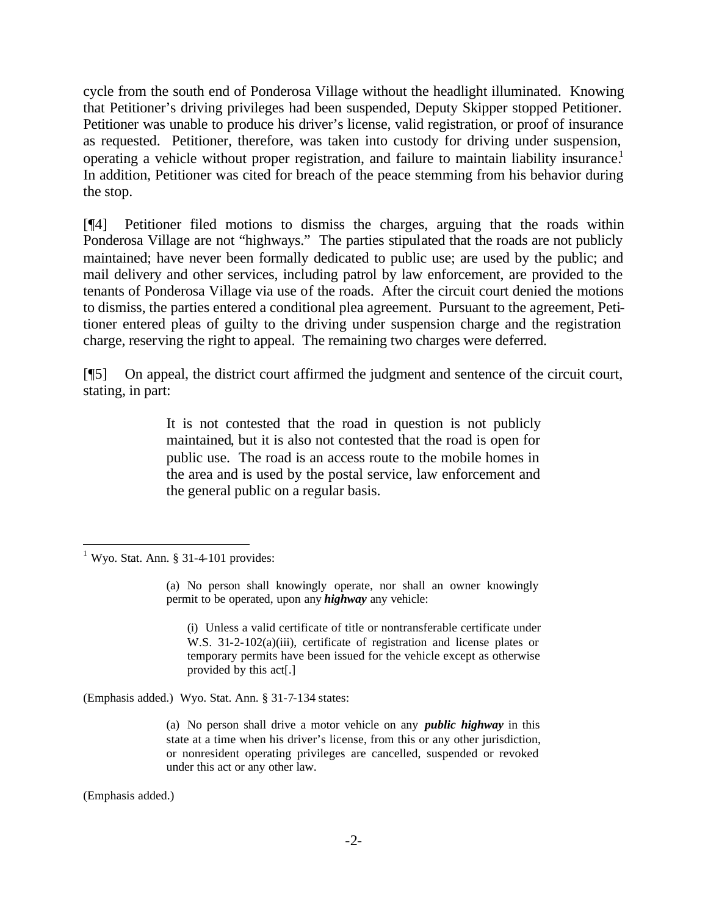cycle from the south end of Ponderosa Village without the headlight illuminated. Knowing that Petitioner's driving privileges had been suspended, Deputy Skipper stopped Petitioner. Petitioner was unable to produce his driver's license, valid registration, or proof of insurance as requested. Petitioner, therefore, was taken into custody for driving under suspension, operating a vehicle without proper registration, and failure to maintain liability insurance.[1] In addition, Petitioner was cited for breach of the peace stemming from his behavior during the stop.

[¶4] Petitioner filed motions to dismiss the charges, arguing that the roads within Ponderosa Village are not "highways." The parties stipulated that the roads are not publicly maintained; have never been formally dedicated to public use; are used by the public; and mail delivery and other services, including patrol by law enforcement, are provided to the tenants of Ponderosa Village via use of the roads. After the circuit court denied the motions to dismiss, the parties entered a conditional plea agreement. Pursuant to the agreement, Petitioner entered pleas of guilty to the driving under suspension charge and the registration charge, reserving the right to appeal. The remaining two charges were deferred.

[¶5] On appeal, the district court affirmed the judgment and sentence of the circuit court, stating, in part:

> It is not contested that the road in question is not publicly maintained, but it is also not contested that the road is open for public use. The road is an access route to the mobile homes in the area and is used by the postal service, law enforcement and the general public on a regular basis.

---

[1] Wyo. Stat. Ann. § 31-4-101 provides:

> (a) No person shall knowingly operate, nor shall an owner knowingly permit to be operated, upon any ***highway*** any vehicle:
>
> (i) Unless a valid certificate of title or nontransferable certificate under W.S. 31-2-102(a)(iii), certificate of registration and license plates or temporary permits have been issued for the vehicle except as otherwise provided by this act[.]

(Emphasis added.) Wyo. Stat. Ann. § 31-7-134 states:

> (a) No person shall drive a motor vehicle on any ***public highway*** in this state at a time when his driver's license, from this or any other jurisdiction, or nonresident operating privileges are cancelled, suspended or revoked under this act or any other law.

(Emphasis added.)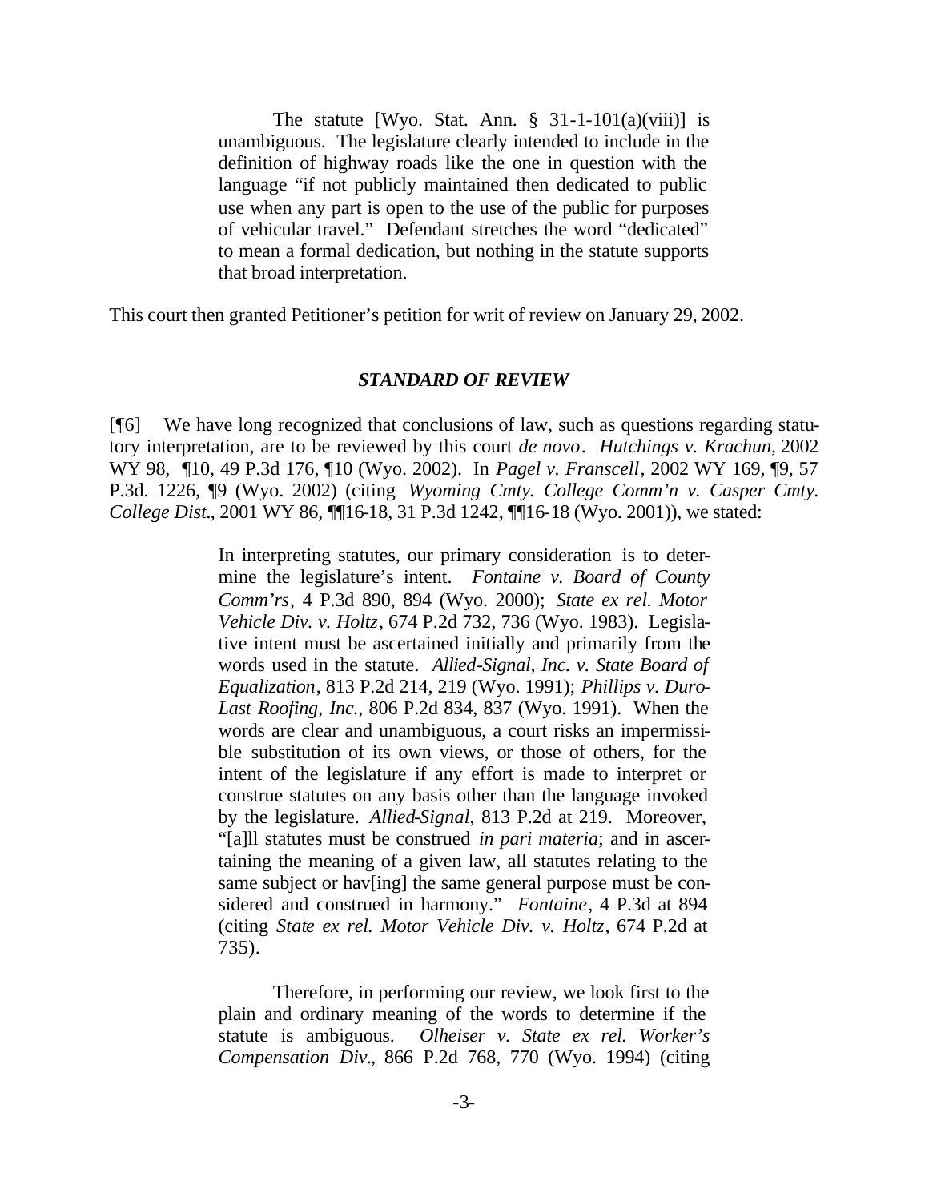> The statute [Wyo. Stat. Ann. § 31-1-101(a)(viii)] is unambiguous. The legislature clearly intended to include in the definition of highway roads like the one in question with the language "if not publicly maintained then dedicated to public use when any part is open to the use of the public for purposes of vehicular travel." Defendant stretches the word "dedicated" to mean a formal dedication, but nothing in the statute supports that broad interpretation.

This court then granted Petitioner's petition for writ of review on January 29, 2002.

### *STANDARD OF REVIEW*

[¶6] We have long recognized that conclusions of law, such as questions regarding statutory interpretation, are to be reviewed by this court *de novo*. *Hutchings v. Krachun*, 2002 WY 98, ¶10, 49 P.3d 176, ¶10 (Wyo. 2002). In *Pagel v. Franscell*, 2002 WY 169, ¶9, 57 P.3d. 1226, ¶9 (Wyo. 2002) (citing *Wyoming Cmty. College Comm'n v. Casper Cmty. College Dist*., 2001 WY 86, ¶¶16-18, 31 P.3d 1242, ¶¶16-18 (Wyo. 2001)), we stated:

> In interpreting statutes, our primary consideration is to determine the legislature's intent. *Fontaine v. Board of County Comm'rs*, 4 P.3d 890, 894 (Wyo. 2000); *State ex rel. Motor Vehicle Div. v. Holtz*, 674 P.2d 732, 736 (Wyo. 1983). Legislative intent must be ascertained initially and primarily from the words used in the statute. *Allied-Signal, Inc. v. State Board of Equalization*, 813 P.2d 214, 219 (Wyo. 1991); *Phillips v. Duro-Last Roofing, Inc.*, 806 P.2d 834, 837 (Wyo. 1991). When the words are clear and unambiguous, a court risks an impermissible substitution of its own views, or those of others, for the intent of the legislature if any effort is made to interpret or construe statutes on any basis other than the language invoked by the legislature. *Allied-Signal*, 813 P.2d at 219. Moreover, "[a]ll statutes must be construed *in pari materia*; and in ascertaining the meaning of a given law, all statutes relating to the same subject or hav[ing] the same general purpose must be considered and construed in harmony." *Fontaine*, 4 P.3d at 894 (citing *State ex rel. Motor Vehicle Div. v. Holtz*, 674 P.2d at 735).
>
> Therefore, in performing our review, we look first to the plain and ordinary meaning of the words to determine if the statute is ambiguous. *Olheiser v. State ex rel. Worker's Compensation Div*., 866 P.2d 768, 770 (Wyo. 1994) (citing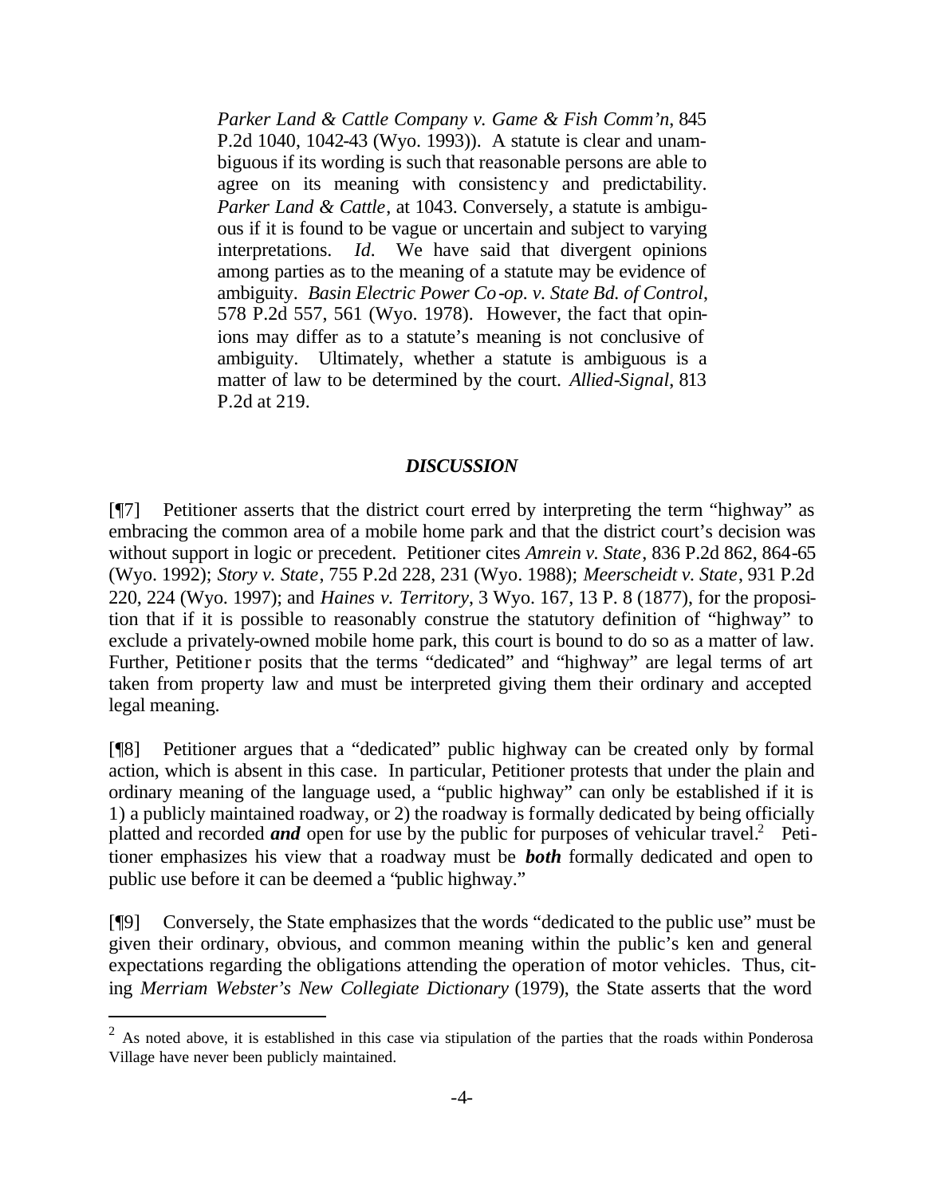> *Parker Land & Cattle Company v. Game & Fish Comm'n*, 845 P.2d 1040, 1042-43 (Wyo. 1993)). A statute is clear and unambiguous if its wording is such that reasonable persons are able to agree on its meaning with consistency and predictability. *Parker Land & Cattle*, at 1043. Conversely, a statute is ambiguous if it is found to be vague or uncertain and subject to varying interpretations. *Id*. We have said that divergent opinions among parties as to the meaning of a statute may be evidence of ambiguity. *Basin Electric Power Co-op. v. State Bd. of Control*, 578 P.2d 557, 561 (Wyo. 1978). However, the fact that opinions may differ as to a statute's meaning is not conclusive of ambiguity. Ultimately, whether a statute is ambiguous is a matter of law to be determined by the court. *Allied-Signal*, 813 P.2d at 219.

### *DISCUSSION*

[¶7] Petitioner asserts that the district court erred by interpreting the term "highway" as embracing the common area of a mobile home park and that the district court's decision was without support in logic or precedent. Petitioner cites *Amrein v. State*, 836 P.2d 862, 864-65 (Wyo. 1992); *Story v. State*, 755 P.2d 228, 231 (Wyo. 1988); *Meerscheidt v. State*, 931 P.2d 220, 224 (Wyo. 1997); and *Haines v. Territory*, 3 Wyo. 167, 13 P. 8 (1877), for the proposition that if it is possible to reasonably construe the statutory definition of "highway" to exclude a privately-owned mobile home park, this court is bound to do so as a matter of law. Further, Petitioner posits that the terms "dedicated" and "highway" are legal terms of art taken from property law and must be interpreted giving them their ordinary and accepted legal meaning.

[¶8] Petitioner argues that a "dedicated" public highway can be created only by formal action, which is absent in this case. In particular, Petitioner protests that under the plain and ordinary meaning of the language used, a "public highway" can only be established if it is 1) a publicly maintained roadway, or 2) the roadway is formally dedicated by being officially platted and recorded ***and*** open for use by the public for purposes of vehicular travel.[2] Petitioner emphasizes his view that a roadway must be ***both*** formally dedicated and open to public use before it can be deemed a "public highway."

[¶9] Conversely, the State emphasizes that the words "dedicated to the public use" must be given their ordinary, obvious, and common meaning within the public's ken and general expectations regarding the obligations attending the operation of motor vehicles. Thus, citing *Merriam Webster's New Collegiate Dictionary* (1979), the State asserts that the word

---

[2] As noted above, it is established in this case via stipulation of the parties that the roads within Ponderosa Village have never been publicly maintained.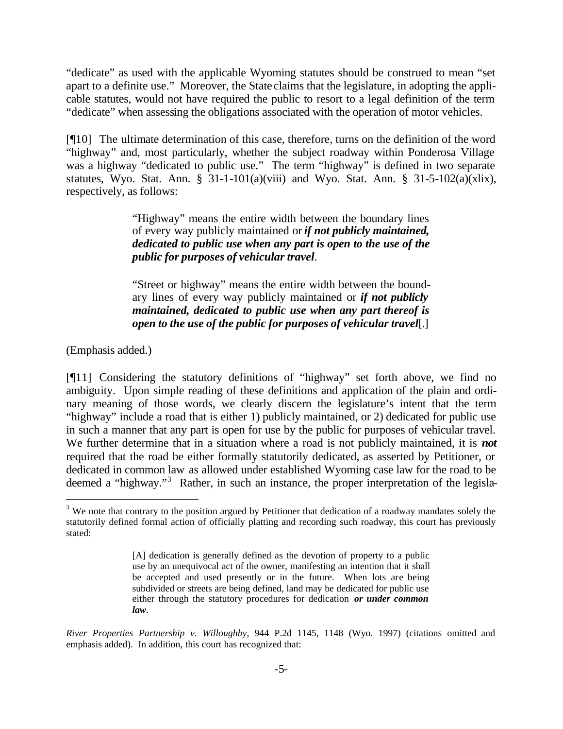"dedicate" as used with the applicable Wyoming statutes should be construed to mean "set apart to a definite use." Moreover, the State claims that the legislature, in adopting the applicable statutes, would not have required the public to resort to a legal definition of the term "dedicate" when assessing the obligations associated with the operation of motor vehicles.

[¶10] The ultimate determination of this case, therefore, turns on the definition of the word "highway" and, most particularly, whether the subject roadway within Ponderosa Village was a highway "dedicated to public use." The term "highway" is defined in two separate statutes, Wyo. Stat. Ann. § 31-1-101(a)(viii) and Wyo. Stat. Ann. § 31-5-102(a)(xlix), respectively, as follows:

> "Highway" means the entire width between the boundary lines of every way publicly maintained or ***if not publicly maintained, dedicated to public use when any part is open to the use of the public for purposes of vehicular travel***.
>
> "Street or highway" means the entire width between the boundary lines of every way publicly maintained or ***if not publicly maintained, dedicated to public use when any part thereof is open to the use of the public for purposes of vehicular travel***[.]

(Emphasis added.)

[¶11] Considering the statutory definitions of "highway" set forth above, we find no ambiguity. Upon simple reading of these definitions and application of the plain and ordinary meaning of those words, we clearly discern the legislature's intent that the term "highway" include a road that is either 1) publicly maintained, or 2) dedicated for public use in such a manner that any part is open for use by the public for purposes of vehicular travel. We further determine that in a situation where a road is not publicly maintained, it is ***not*** required that the road be either formally statutorily dedicated, as asserted by Petitioner, or dedicated in common law as allowed under established Wyoming case law for the road to be deemed a "highway."[3] Rather, in such an instance, the proper interpretation of the legisla-

---

[3] We note that contrary to the position argued by Petitioner that dedication of a roadway mandates solely the statutorily defined formal action of officially platting and recording such roadway, this court has previously stated:

> [A] dedication is generally defined as the devotion of property to a public use by an unequivocal act of the owner, manifesting an intention that it shall be accepted and used presently or in the future. When lots are being subdivided or streets are being defined, land may be dedicated for public use either through the statutory procedures for dedication ***or under common law***.

*River Properties Partnership v. Willoughby*, 944 P.2d 1145, 1148 (Wyo. 1997) (citations omitted and emphasis added). In addition, this court has recognized that: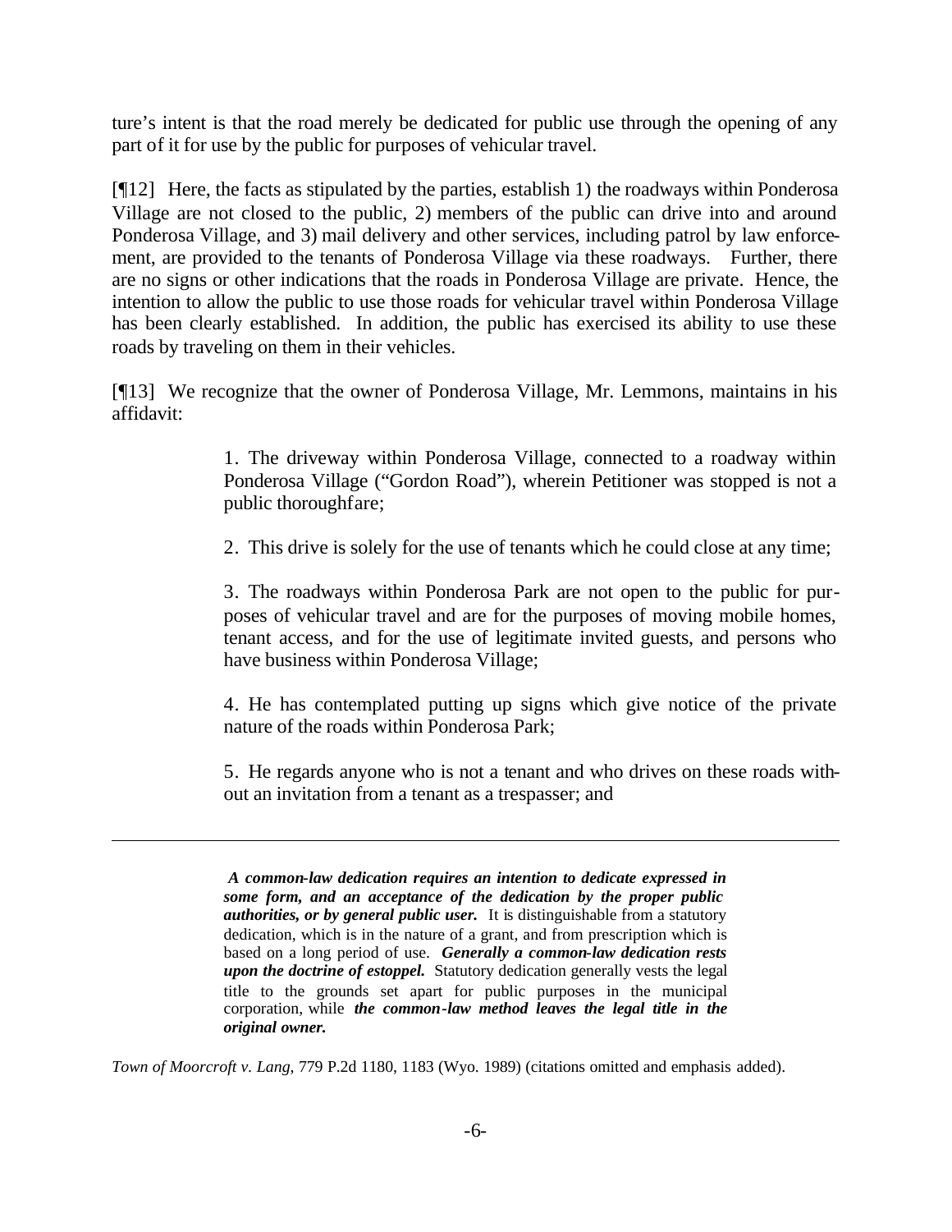ture's intent is that the road merely be dedicated for public use through the opening of any part of it for use by the public for purposes of vehicular travel.

[¶12] Here, the facts as stipulated by the parties, establish 1) the roadways within Ponderosa Village are not closed to the public, 2) members of the public can drive into and around Ponderosa Village, and 3) mail delivery and other services, including patrol by law enforcement, are provided to the tenants of Ponderosa Village via these roadways. Further, there are no signs or other indications that the roads in Ponderosa Village are private. Hence, the intention to allow the public to use those roads for vehicular travel within Ponderosa Village has been clearly established. In addition, the public has exercised its ability to use these roads by traveling on them in their vehicles.

[¶13] We recognize that the owner of Ponderosa Village, Mr. Lemmons, maintains in his affidavit:

> 1. The driveway within Ponderosa Village, connected to a roadway within Ponderosa Village ("Gordon Road"), wherein Petitioner was stopped is not a public thoroughfare;
>
> 2. This drive is solely for the use of tenants which he could close at any time;
>
> 3. The roadways within Ponderosa Park are not open to the public for purposes of vehicular travel and are for the purposes of moving mobile homes, tenant access, and for the use of legitimate invited guests, and persons who have business within Ponderosa Village;
>
> 4. He has contemplated putting up signs which give notice of the private nature of the roads within Ponderosa Park;
>
> 5. He regards anyone who is not a tenant and who drives on these roads without an invitation from a tenant as a trespasser; and

---

> ***A common-law dedication requires an intention to dedicate expressed in some form, and an acceptance of the dedication by the proper public authorities, or by general public user.*** It is distinguishable from a statutory dedication, which is in the nature of a grant, and from prescription which is based on a long period of use. ***Generally a common-law dedication rests upon the doctrine of estoppel.*** Statutory dedication generally vests the legal title to the grounds set apart for public purposes in the municipal corporation, while ***the common-law method leaves the legal title in the original owner.***

*Town of Moorcroft v. Lang*, 779 P.2d 1180, 1183 (Wyo. 1989) (citations omitted and emphasis added).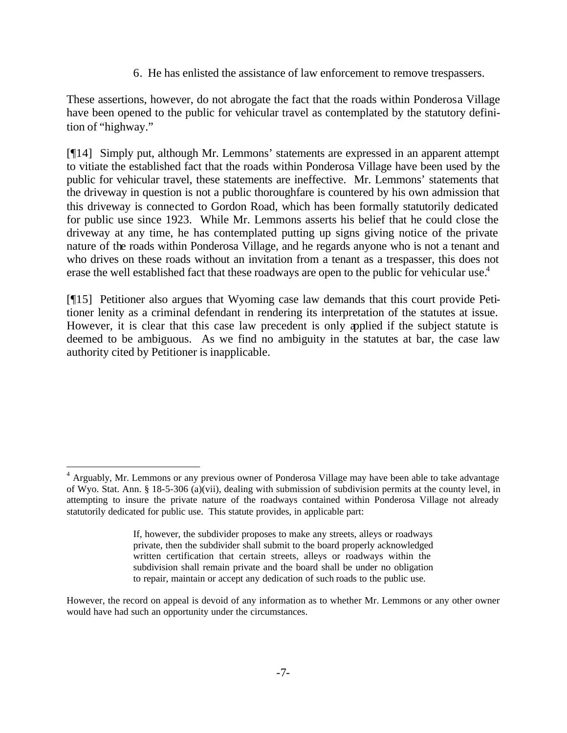6. He has enlisted the assistance of law enforcement to remove trespassers.

These assertions, however, do not abrogate the fact that the roads within Ponderosa Village have been opened to the public for vehicular travel as contemplated by the statutory definition of "highway."

[¶14] Simply put, although Mr. Lemmons' statements are expressed in an apparent attempt to vitiate the established fact that the roads within Ponderosa Village have been used by the public for vehicular travel, these statements are ineffective. Mr. Lemmons' statements that the driveway in question is not a public thoroughfare is countered by his own admission that this driveway is connected to Gordon Road, which has been formally statutorily dedicated for public use since 1923. While Mr. Lemmons asserts his belief that he could close the driveway at any time, he has contemplated putting up signs giving notice of the private nature of the roads within Ponderosa Village, and he regards anyone who is not a tenant and who drives on these roads without an invitation from a tenant as a trespasser, this does not erase the well established fact that these roadways are open to the public for vehicular use.[4]

[¶15] Petitioner also argues that Wyoming case law demands that this court provide Petitioner lenity as a criminal defendant in rendering its interpretation of the statutes at issue. However, it is clear that this case law precedent is only applied if the subject statute is deemed to be ambiguous. As we find no ambiguity in the statutes at bar, the case law authority cited by Petitioner is inapplicable.

---

[4] Arguably, Mr. Lemmons or any previous owner of Ponderosa Village may have been able to take advantage of Wyo. Stat. Ann. § 18-5-306 (a)(vii), dealing with submission of subdivision permits at the county level, in attempting to insure the private nature of the roadways contained within Ponderosa Village not already statutorily dedicated for public use. This statute provides, in applicable part:

> If, however, the subdivider proposes to make any streets, alleys or roadways private, then the subdivider shall submit to the board properly acknowledged written certification that certain streets, alleys or roadways within the subdivision shall remain private and the board shall be under no obligation to repair, maintain or accept any dedication of such roads to the public use.

However, the record on appeal is devoid of any information as to whether Mr. Lemmons or any other owner would have had such an opportunity under the circumstances.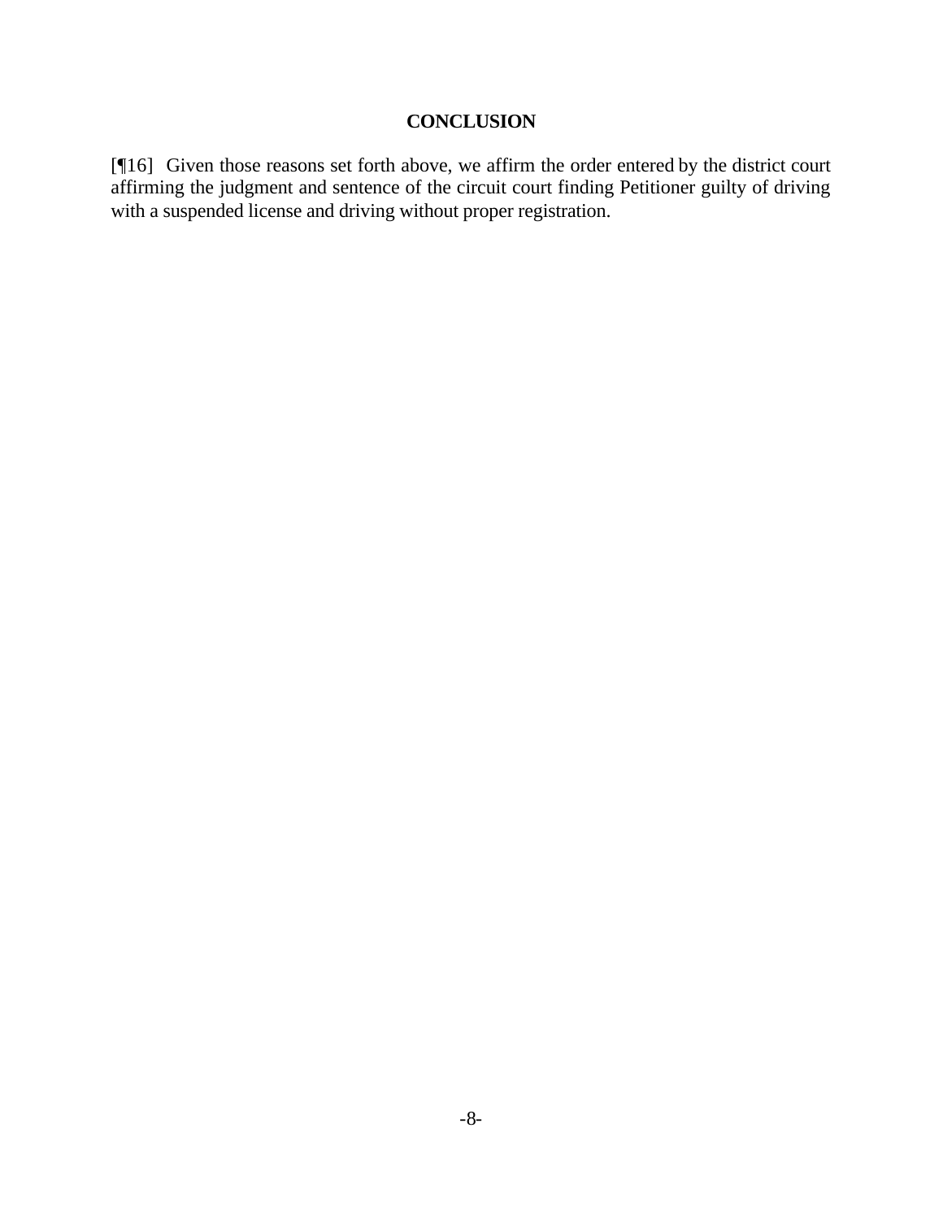## CONCLUSION

[¶16] Given those reasons set forth above, we affirm the order entered by the district court affirming the judgment and sentence of the circuit court finding Petitioner guilty of driving with a suspended license and driving without proper registration.